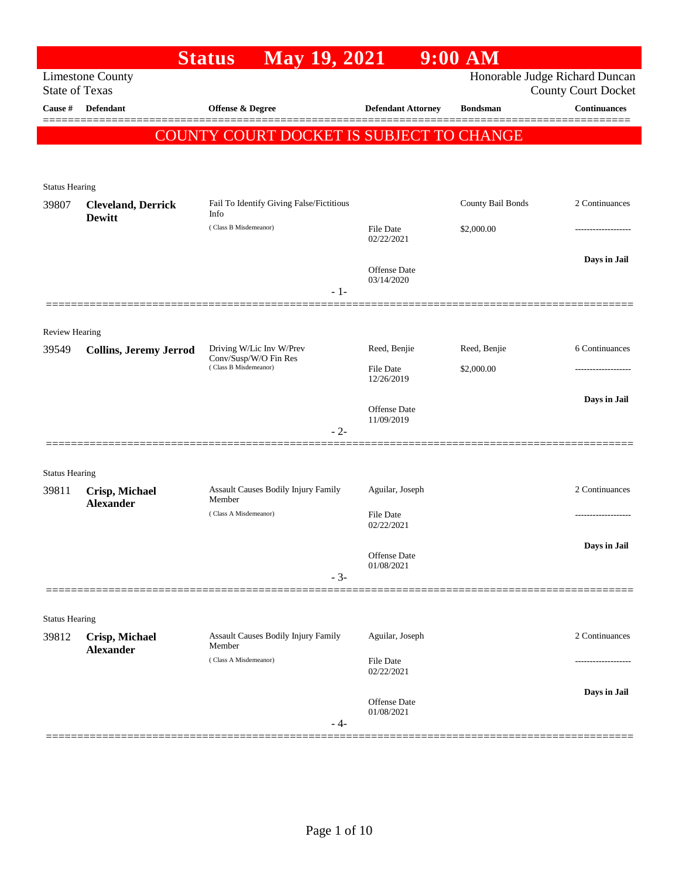# Status May 19, 2021 9:00 AM

Limestone County
State of Texas

Honorable Judge Richard Duncan
County Court Docket

| Cause # | Defendant | Offense & Degree | Defendant Attorney | Bondsman | Continuances |
|---|---|---|---|---|---|

**COUNTY COURT DOCKET IS SUBJECT TO CHANGE**

---

Status Hearing

| Cause # | Defendant | Offense & Degree | Defendant Attorney | Bondsman | Continuances |
|---|---|---|---|---|---|
| 39807 | **Cleveland, Derrick Dewitt** | Fail To Identify Giving False/Fictitious Info (Class B Misdemeanor) | File Date 02/22/2021<br>Offense Date 03/14/2020 | County Bail Bonds<br>$2,000.00 | 2 Continuances<br>-------------------<br>**Days in Jail** |

- 1-

---

Review Hearing

| Cause # | Defendant | Offense & Degree | Defendant Attorney | Bondsman | Continuances |
|---|---|---|---|---|---|
| 39549 | **Collins, Jeremy Jerrod** | Driving W/Lic Inv W/Prev Conv/Susp/W/O Fin Res (Class B Misdemeanor) | Reed, Benjie<br>File Date 12/26/2019<br>Offense Date 11/09/2019 | Reed, Benjie<br>$2,000.00 | 6 Continuances<br>-------------------<br>**Days in Jail** |

- 2-

---

Status Hearing

| Cause # | Defendant | Offense & Degree | Defendant Attorney | Bondsman | Continuances |
|---|---|---|---|---|---|
| 39811 | **Crisp, Michael Alexander** | Assault Causes Bodily Injury Family Member (Class A Misdemeanor) | Aguilar, Joseph<br>File Date 02/22/2021<br>Offense Date 01/08/2021 | | 2 Continuances<br>-------------------<br>**Days in Jail** |

- 3-

---

Status Hearing

| Cause # | Defendant | Offense & Degree | Defendant Attorney | Bondsman | Continuances |
|---|---|---|---|---|---|
| 39812 | **Crisp, Michael Alexander** | Assault Causes Bodily Injury Family Member (Class A Misdemeanor) | Aguilar, Joseph<br>File Date 02/22/2021<br>Offense Date 01/08/2021 | | 2 Continuances<br>-------------------<br>**Days in Jail** |

- 4-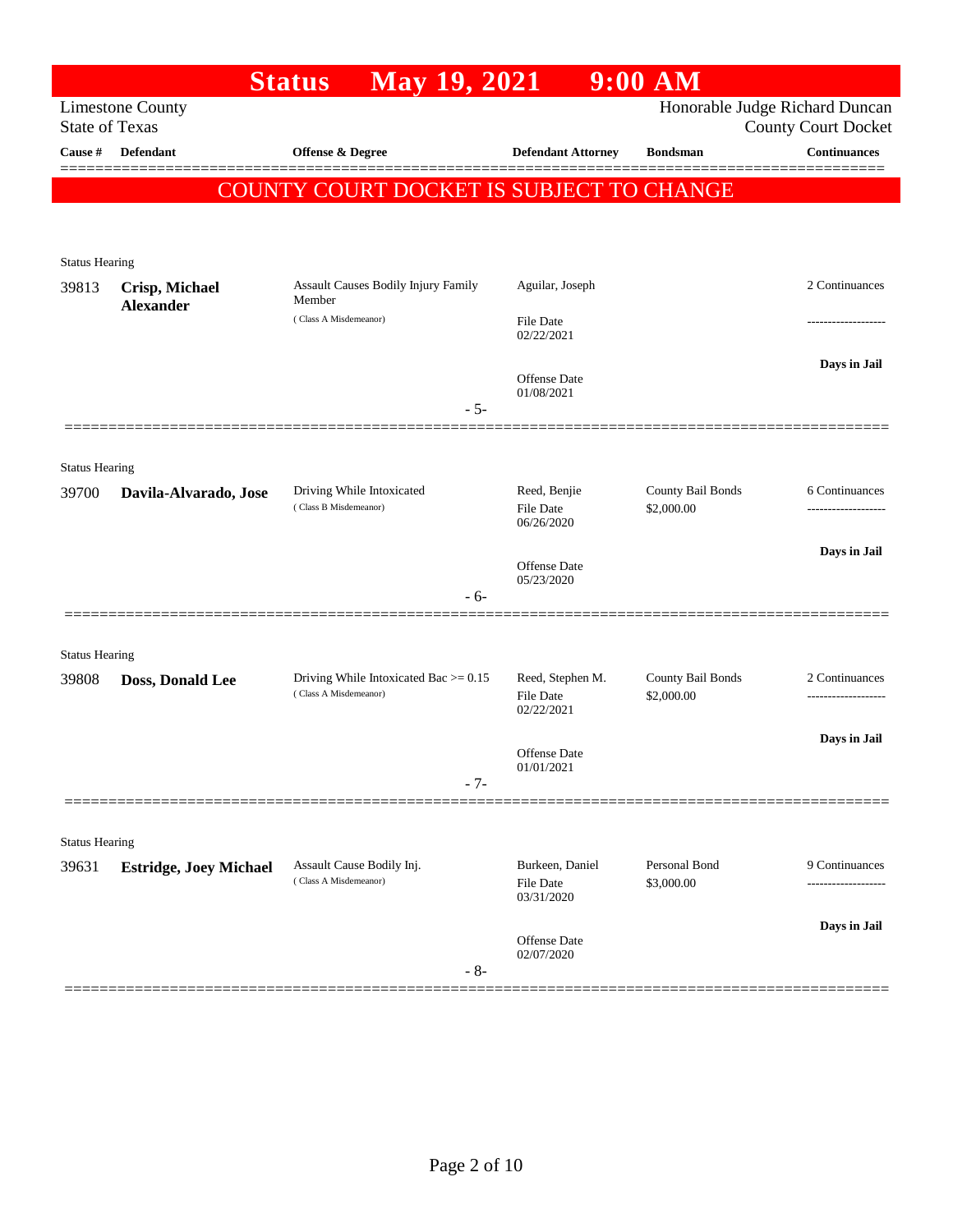# Status May 19, 2021 9:00 AM

Limestone County
State of Texas

Honorable Judge Richard Duncan
County Court Docket

| Cause # | Defendant | Offense & Degree | Defendant Attorney | Bondsman | Continuances |
|---|---|---|---|---|---|

**COUNTY COURT DOCKET IS SUBJECT TO CHANGE**

Status Hearing

| Cause # | Defendant | Offense & Degree | Defendant Attorney | Bondsman | Continuances |
|---|---|---|---|---|---|
| 39813 | **Crisp, Michael Alexander** | Assault Causes Bodily Injury Family Member (Class A Misdemeanor) | Aguilar, Joseph<br>File Date 02/22/2021<br>Offense Date 01/08/2021 | | 2 Continuances<br>-------------------<br>**Days in Jail** |

- 5-

Status Hearing

| Cause # | Defendant | Offense & Degree | Defendant Attorney | Bondsman | Continuances |
|---|---|---|---|---|---|
| 39700 | **Davila-Alvarado, Jose** | Driving While Intoxicated (Class B Misdemeanor) | Reed, Benjie<br>File Date 06/26/2020<br>Offense Date 05/23/2020 | County Bail Bonds<br>$2,000.00 | 6 Continuances<br>-------------------<br>**Days in Jail** |

- 6-

Status Hearing

| Cause # | Defendant | Offense & Degree | Defendant Attorney | Bondsman | Continuances |
|---|---|---|---|---|---|
| 39808 | **Doss, Donald Lee** | Driving While Intoxicated Bac >= 0.15 (Class A Misdemeanor) | Reed, Stephen M.<br>File Date 02/22/2021<br>Offense Date 01/01/2021 | County Bail Bonds<br>$2,000.00 | 2 Continuances<br>-------------------<br>**Days in Jail** |

- 7-

Status Hearing

| Cause # | Defendant | Offense & Degree | Defendant Attorney | Bondsman | Continuances |
|---|---|---|---|---|---|
| 39631 | **Estridge, Joey Michael** | Assault Cause Bodily Inj. (Class A Misdemeanor) | Burkeen, Daniel<br>File Date 03/31/2020<br>Offense Date 02/07/2020 | Personal Bond<br>$3,000.00 | 9 Continuances<br>-------------------<br>**Days in Jail** |

- 8-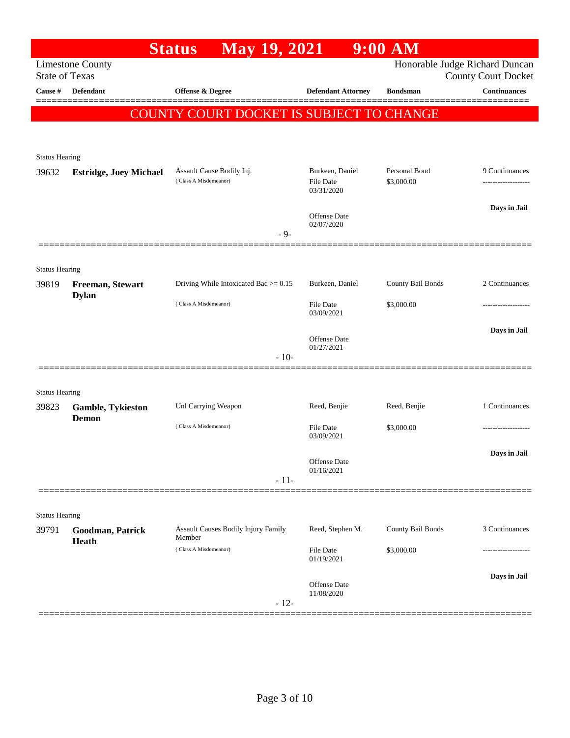# Status May 19, 2021 9:00 AM

Limestone County
State of Texas

Honorable Judge Richard Duncan
County Court Docket

## COUNTY COURT DOCKET IS SUBJECT TO CHANGE

| Cause # | Defendant | Offense & Degree | Defendant Attorney | Bondsman | Continuances |
|---|---|---|---|---|---|
| **Status Hearing** | | | | | |
| 39632 | **Estridge, Joey Michael** | Assault Cause Bodily Inj. (Class A Misdemeanor) | Burkeen, Daniel<br>File Date 03/31/2020<br>Offense Date 02/07/2020 | Personal Bond<br>$3,000.00 | 9 Continuances<br>Days in Jail |
| | | - 9- | | | |
| **Status Hearing** | | | | | |
| 39819 | **Freeman, Stewart Dylan** | Driving While Intoxicated Bac >= 0.15 (Class A Misdemeanor) | Burkeen, Daniel<br>File Date 03/09/2021<br>Offense Date 01/27/2021 | County Bail Bonds<br>$3,000.00 | 2 Continuances<br>Days in Jail |
| | | - 10- | | | |
| **Status Hearing** | | | | | |
| 39823 | **Gamble, Tykieston Demon** | Unl Carrying Weapon (Class A Misdemeanor) | Reed, Benjie<br>File Date 03/09/2021<br>Offense Date 01/16/2021 | Reed, Benjie<br>$3,000.00 | 1 Continuances<br>Days in Jail |
| | | - 11- | | | |
| **Status Hearing** | | | | | |
| 39791 | **Goodman, Patrick Heath** | Assault Causes Bodily Injury Family Member (Class A Misdemeanor) | Reed, Stephen M.<br>File Date 01/19/2021<br>Offense Date 11/08/2020 | County Bail Bonds<br>$3,000.00 | 3 Continuances<br>Days in Jail |
| | | - 12- | | | |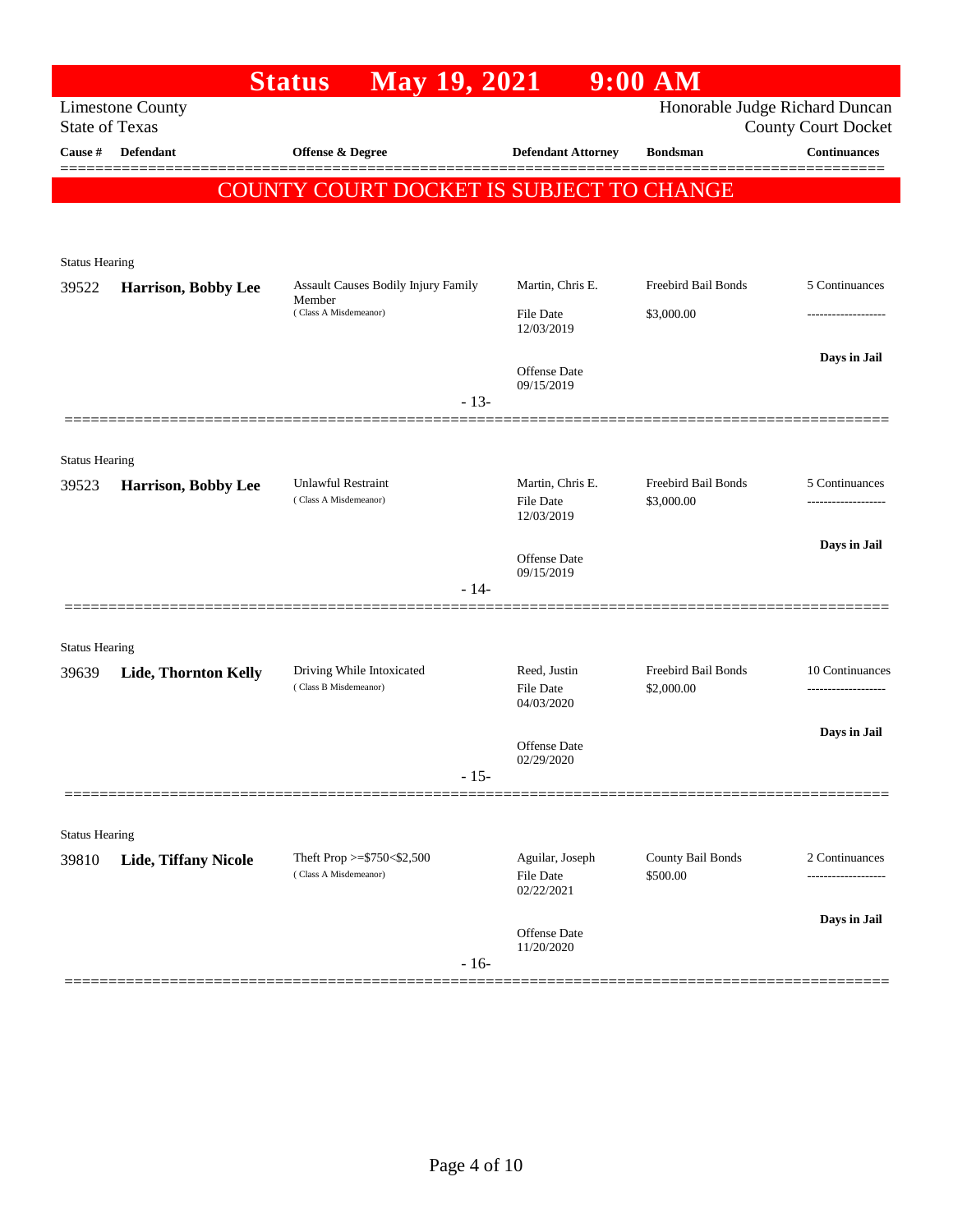# Status May 19, 2021 9:00 AM

Limestone County
State of Texas

Honorable Judge Richard Duncan
County Court Docket

| Cause # | Defendant | Offense & Degree | Defendant Attorney | Bondsman | Continuances |
|---|---|---|---|---|---|

**COUNTY COURT DOCKET IS SUBJECT TO CHANGE**

---

Status Hearing

| Cause # | Defendant | Offense & Degree | Defendant Attorney | Bondsman | Continuances |
|---|---|---|---|---|---|
| 39522 | **Harrison, Bobby Lee** | Assault Causes Bodily Injury Family Member (Class A Misdemeanor) | Martin, Chris E. | Freebird Bail Bonds | 5 Continuances |
| | | | File Date 12/03/2019 | $3,000.00 | ------------------- |
| | | | Offense Date 09/15/2019 | | **Days in Jail** |

- 13-

---

Status Hearing

| Cause # | Defendant | Offense & Degree | Defendant Attorney | Bondsman | Continuances |
|---|---|---|---|---|---|
| 39523 | **Harrison, Bobby Lee** | Unlawful Restraint (Class A Misdemeanor) | Martin, Chris E. | Freebird Bail Bonds | 5 Continuances |
| | | | File Date 12/03/2019 | $3,000.00 | ------------------- |
| | | | Offense Date 09/15/2019 | | **Days in Jail** |

- 14-

---

Status Hearing

| Cause # | Defendant | Offense & Degree | Defendant Attorney | Bondsman | Continuances |
|---|---|---|---|---|---|
| 39639 | **Lide, Thornton Kelly** | Driving While Intoxicated (Class B Misdemeanor) | Reed, Justin | Freebird Bail Bonds | 10 Continuances |
| | | | File Date 04/03/2020 | $2,000.00 | ------------------- |
| | | | Offense Date 02/29/2020 | | **Days in Jail** |

- 15-

---

Status Hearing

| Cause # | Defendant | Offense & Degree | Defendant Attorney | Bondsman | Continuances |
|---|---|---|---|---|---|
| 39810 | **Lide, Tiffany Nicole** | Theft Prop >=$750<$2,500 (Class A Misdemeanor) | Aguilar, Joseph | County Bail Bonds | 2 Continuances |
| | | | File Date 02/22/2021 | $500.00 | ------------------- |
| | | | Offense Date 11/20/2020 | | **Days in Jail** |

- 16-

---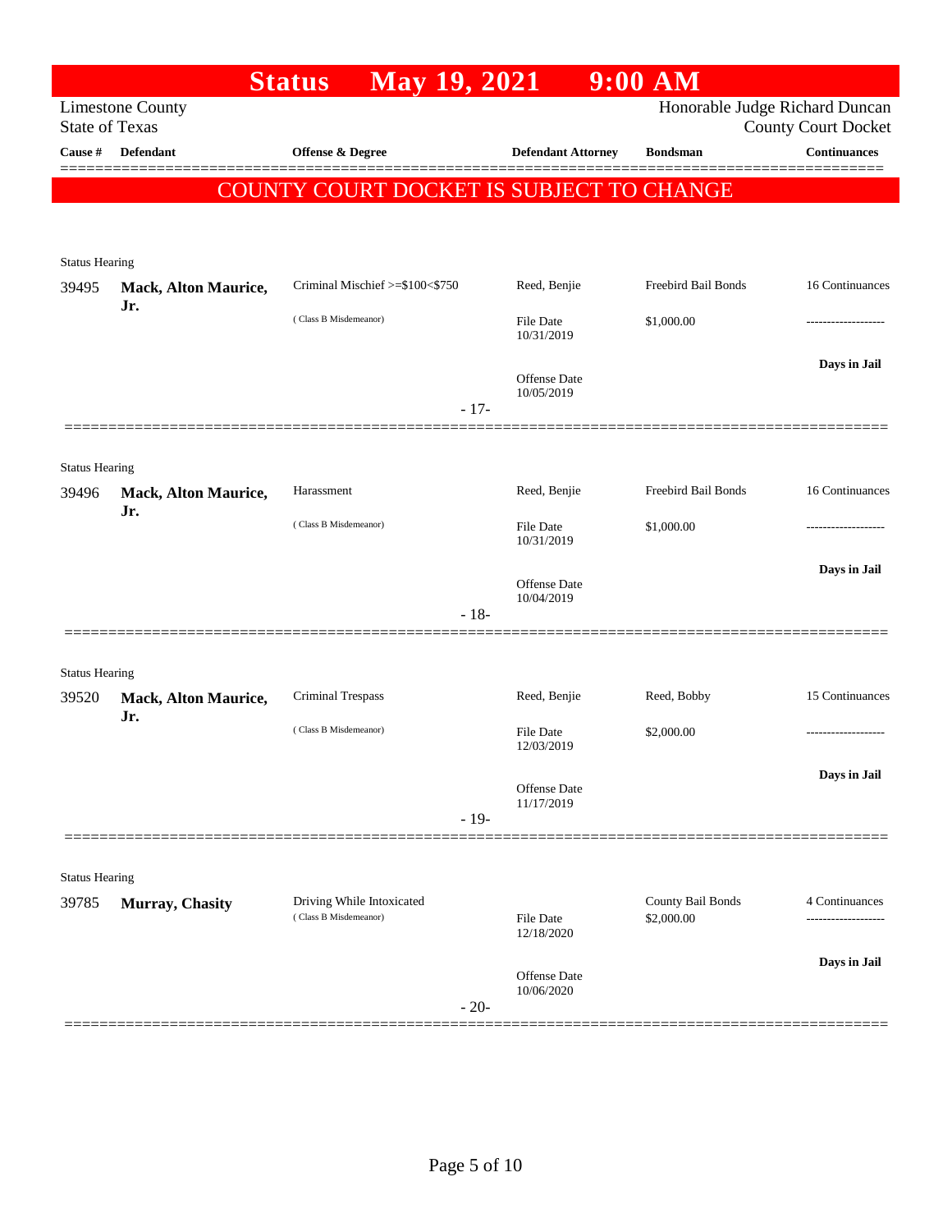# Status May 19, 2021 9:00 AM

Limestone County
State of Texas

Honorable Judge Richard Duncan
County Court Docket

| Cause # | Defendant | Offense & Degree | Defendant Attorney | Bondsman | Continuances |
|---|---|---|---|---|---|

**COUNTY COURT DOCKET IS SUBJECT TO CHANGE**

Status Hearing

| Cause # | Defendant | Offense & Degree | Defendant Attorney | Bondsman | Continuances |
|---|---|---|---|---|---|
| 39495 | **Mack, Alton Maurice, Jr.** | Criminal Mischief >=$100<$750 (Class B Misdemeanor) | Reed, Benjie<br>File Date 10/31/2019<br>Offense Date 10/05/2019 | Freebird Bail Bonds<br>$1,000.00 | 16 Continuances<br>-------------------<br>**Days in Jail** |

- 17-

Status Hearing

| Cause # | Defendant | Offense & Degree | Defendant Attorney | Bondsman | Continuances |
|---|---|---|---|---|---|
| 39496 | **Mack, Alton Maurice, Jr.** | Harassment (Class B Misdemeanor) | Reed, Benjie<br>File Date 10/31/2019<br>Offense Date 10/04/2019 | Freebird Bail Bonds<br>$1,000.00 | 16 Continuances<br>-------------------<br>**Days in Jail** |

- 18-

Status Hearing

| Cause # | Defendant | Offense & Degree | Defendant Attorney | Bondsman | Continuances |
|---|---|---|---|---|---|
| 39520 | **Mack, Alton Maurice, Jr.** | Criminal Trespass (Class B Misdemeanor) | Reed, Benjie<br>File Date 12/03/2019<br>Offense Date 11/17/2019 | Reed, Bobby<br>$2,000.00 | 15 Continuances<br>-------------------<br>**Days in Jail** |

- 19-

Status Hearing

| Cause # | Defendant | Offense & Degree | Defendant Attorney | Bondsman | Continuances |
|---|---|---|---|---|---|
| 39785 | **Murray, Chasity** | Driving While Intoxicated (Class B Misdemeanor) | File Date 12/18/2020<br>Offense Date 10/06/2020 | County Bail Bonds<br>$2,000.00 | 4 Continuances<br>-------------------<br>**Days in Jail** |

- 20-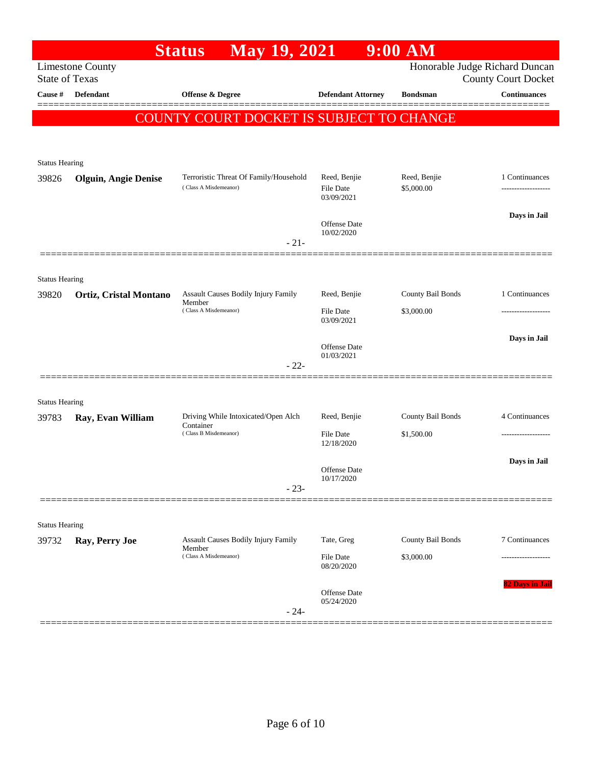# Status May 19, 2021 9:00 AM

Limestone County
State of Texas

Honorable Judge Richard Duncan
County Court Docket

**COUNTY COURT DOCKET IS SUBJECT TO CHANGE**

| Cause # | Defendant | Offense & Degree | Defendant Attorney | Bondsman | Continuances |
|---|---|---|---|---|---|
| Status Hearing | | | | | |
| 39826 | **Olguin, Angie Denise** | Terroristic Threat Of Family/Household (Class A Misdemeanor) | Reed, Benjie<br>File Date 03/09/2021<br>Offense Date 10/02/2020 | Reed, Benjie<br>$5,000.00 | 1 Continuances<br>**Days in Jail** |
| | | - 21- | | | |
| Status Hearing | | | | | |
| 39820 | **Ortiz, Cristal Montano** | Assault Causes Bodily Injury Family Member (Class A Misdemeanor) | Reed, Benjie<br>File Date 03/09/2021<br>Offense Date 01/03/2021 | County Bail Bonds<br>$3,000.00 | 1 Continuances<br>**Days in Jail** |
| | | - 22- | | | |
| Status Hearing | | | | | |
| 39783 | **Ray, Evan William** | Driving While Intoxicated/Open Alch Container (Class B Misdemeanor) | Reed, Benjie<br>File Date 12/18/2020<br>Offense Date 10/17/2020 | County Bail Bonds<br>$1,500.00 | 4 Continuances<br>**Days in Jail** |
| | | - 23- | | | |
| Status Hearing | | | | | |
| 39732 | **Ray, Perry Joe** | Assault Causes Bodily Injury Family Member (Class A Misdemeanor) | Tate, Greg<br>File Date 08/20/2020<br>Offense Date 05/24/2020 | County Bail Bonds<br>$3,000.00 | 7 Continuances<br>**82 Days in Jail** |
| | | - 24- | | | |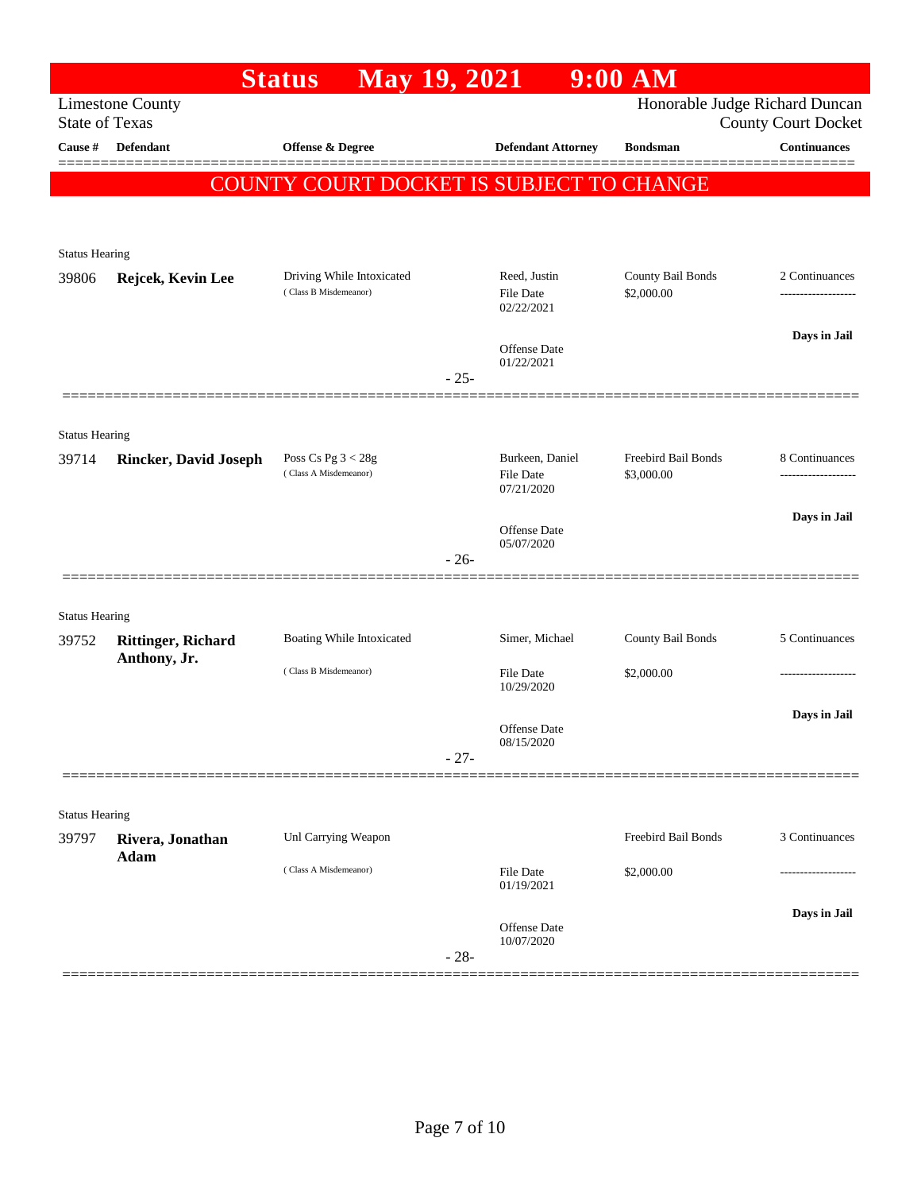# Status May 19, 2021 9:00 AM

Limestone County
State of Texas

Honorable Judge Richard Duncan
County Court Docket

**COUNTY COURT DOCKET IS SUBJECT TO CHANGE**

| Cause # | Defendant | Offense & Degree | Defendant Attorney | Bondsman | Continuances |
|---|---|---|---|---|---|
| Status Hearing | | | | | |
| 39806 | **Rejcek, Kevin Lee** | Driving While Intoxicated (Class B Misdemeanor) | Reed, Justin<br>File Date 02/22/2021<br>Offense Date 01/22/2021 | County Bail Bonds<br>$2,000.00 | 2 Continuances<br>**Days in Jail** |
| | | - 25- | | | |
| Status Hearing | | | | | |
| 39714 | **Rincker, David Joseph** | Poss Cs Pg 3 < 28g (Class A Misdemeanor) | Burkeen, Daniel<br>File Date 07/21/2020<br>Offense Date 05/07/2020 | Freebird Bail Bonds<br>$3,000.00 | 8 Continuances<br>**Days in Jail** |
| | | - 26- | | | |
| Status Hearing | | | | | |
| 39752 | **Rittinger, Richard Anthony, Jr.** | Boating While Intoxicated (Class B Misdemeanor) | Simer, Michael<br>File Date 10/29/2020<br>Offense Date 08/15/2020 | County Bail Bonds<br>$2,000.00 | 5 Continuances<br>**Days in Jail** |
| | | - 27- | | | |
| Status Hearing | | | | | |
| 39797 | **Rivera, Jonathan Adam** | Unl Carrying Weapon (Class A Misdemeanor) | File Date 01/19/2021<br>Offense Date 10/07/2020 | Freebird Bail Bonds<br>$2,000.00 | 3 Continuances<br>**Days in Jail** |
| | | - 28- | | | |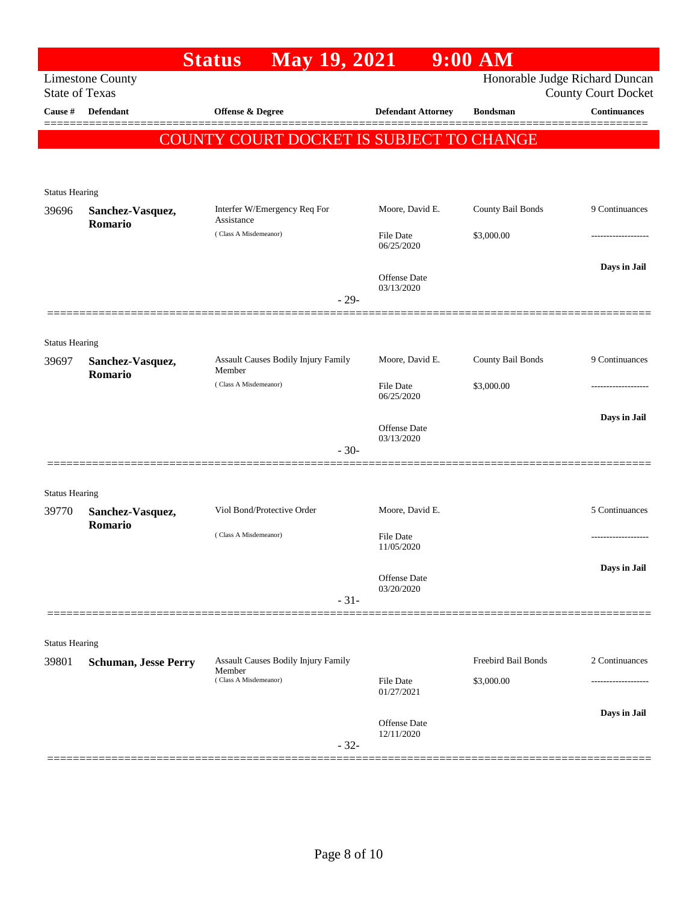# Status May 19, 2021 9:00 AM

Limestone County
State of Texas

Honorable Judge Richard Duncan
County Court Docket

| Cause # | Defendant | Offense & Degree | Defendant Attorney | Bondsman | Continuances |
|---|---|---|---|---|---|

**COUNTY COURT DOCKET IS SUBJECT TO CHANGE**

Status Hearing

| Cause # | Defendant | Offense & Degree | Defendant Attorney | Bondsman | Continuances |
|---|---|---|---|---|---|
| 39696 | **Sanchez-Vasquez, Romario** | Interfer W/Emergency Req For Assistance | Moore, David E. | County Bail Bonds | 9 Continuances |
| | | ( Class A Misdemeanor) | File Date 06/25/2020 | $3,000.00 | ------------------- |
| | | | Offense Date 03/13/2020 | | **Days in Jail** |

- 29-

Status Hearing

| Cause # | Defendant | Offense & Degree | Defendant Attorney | Bondsman | Continuances |
|---|---|---|---|---|---|
| 39697 | **Sanchez-Vasquez, Romario** | Assault Causes Bodily Injury Family Member | Moore, David E. | County Bail Bonds | 9 Continuances |
| | | ( Class A Misdemeanor) | File Date 06/25/2020 | $3,000.00 | ------------------- |
| | | | Offense Date 03/13/2020 | | **Days in Jail** |

- 30-

Status Hearing

| Cause # | Defendant | Offense & Degree | Defendant Attorney | Bondsman | Continuances |
|---|---|---|---|---|---|
| 39770 | **Sanchez-Vasquez, Romario** | Viol Bond/Protective Order | Moore, David E. | | 5 Continuances |
| | | ( Class A Misdemeanor) | File Date 11/05/2020 | | ------------------- |
| | | | Offense Date 03/20/2020 | | **Days in Jail** |

- 31-

Status Hearing

| Cause # | Defendant | Offense & Degree | Defendant Attorney | Bondsman | Continuances |
|---|---|---|---|---|---|
| 39801 | **Schuman, Jesse Perry** | Assault Causes Bodily Injury Family Member | | Freebird Bail Bonds | 2 Continuances |
| | | ( Class A Misdemeanor) | File Date 01/27/2021 | $3,000.00 | ------------------- |
| | | | Offense Date 12/11/2020 | | **Days in Jail** |

- 32-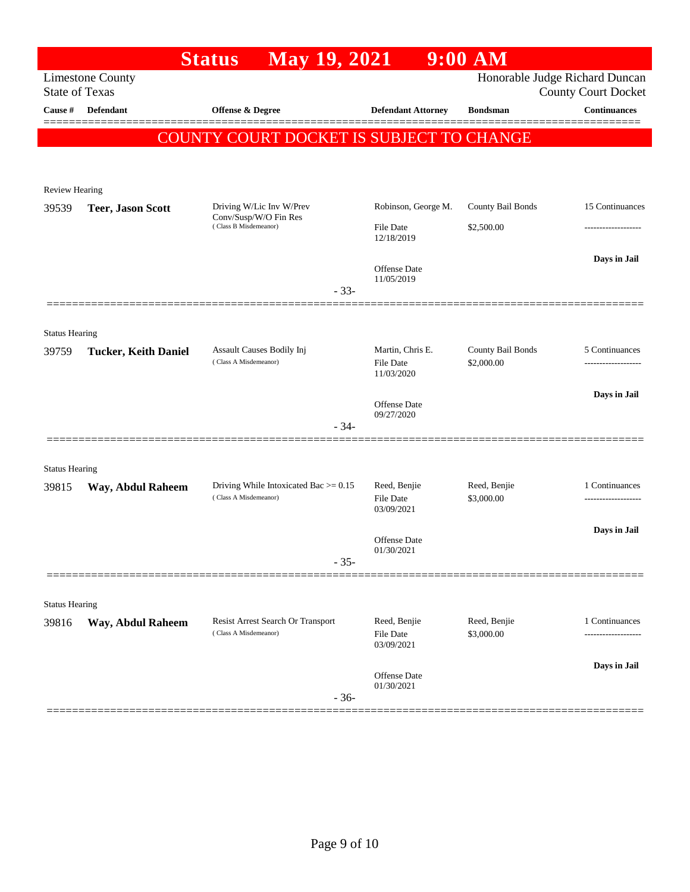# Status May 19, 2021 9:00 AM

Limestone County
State of Texas

Honorable Judge Richard Duncan
County Court Docket

| Cause # | Defendant | Offense & Degree | Defendant Attorney | Bondsman | Continuances |
|---|---|---|---|---|---|

**COUNTY COURT DOCKET IS SUBJECT TO CHANGE**

Review Hearing

| Cause # | Defendant | Offense & Degree | Defendant Attorney | Bondsman | Continuances |
|---|---|---|---|---|---|
| 39539 | **Teer, Jason Scott** | Driving W/Lic Inv W/Prev Conv/Susp/W/O Fin Res (Class B Misdemeanor) | Robinson, George M. | County Bail Bonds | 15 Continuances |
| | | | File Date 12/18/2019 | $2,500.00 | ------------------- |
| | | | Offense Date 11/05/2019 | | **Days in Jail** |

- 33-

Status Hearing

| Cause # | Defendant | Offense & Degree | Defendant Attorney | Bondsman | Continuances |
|---|---|---|---|---|---|
| 39759 | **Tucker, Keith Daniel** | Assault Causes Bodily Inj (Class A Misdemeanor) | Martin, Chris E. | County Bail Bonds | 5 Continuances |
| | | | File Date 11/03/2020 | $2,000.00 | ------------------- |
| | | | Offense Date 09/27/2020 | | **Days in Jail** |

- 34-

Status Hearing

| Cause # | Defendant | Offense & Degree | Defendant Attorney | Bondsman | Continuances |
|---|---|---|---|---|---|
| 39815 | **Way, Abdul Raheem** | Driving While Intoxicated Bac >= 0.15 (Class A Misdemeanor) | Reed, Benjie | Reed, Benjie | 1 Continuances |
| | | | File Date 03/09/2021 | $3,000.00 | ------------------- |
| | | | Offense Date 01/30/2021 | | **Days in Jail** |

- 35-

Status Hearing

| Cause # | Defendant | Offense & Degree | Defendant Attorney | Bondsman | Continuances |
|---|---|---|---|---|---|
| 39816 | **Way, Abdul Raheem** | Resist Arrest Search Or Transport (Class A Misdemeanor) | Reed, Benjie | Reed, Benjie | 1 Continuances |
| | | | File Date 03/09/2021 | $3,000.00 | ------------------- |
| | | | Offense Date 01/30/2021 | | **Days in Jail** |

- 36-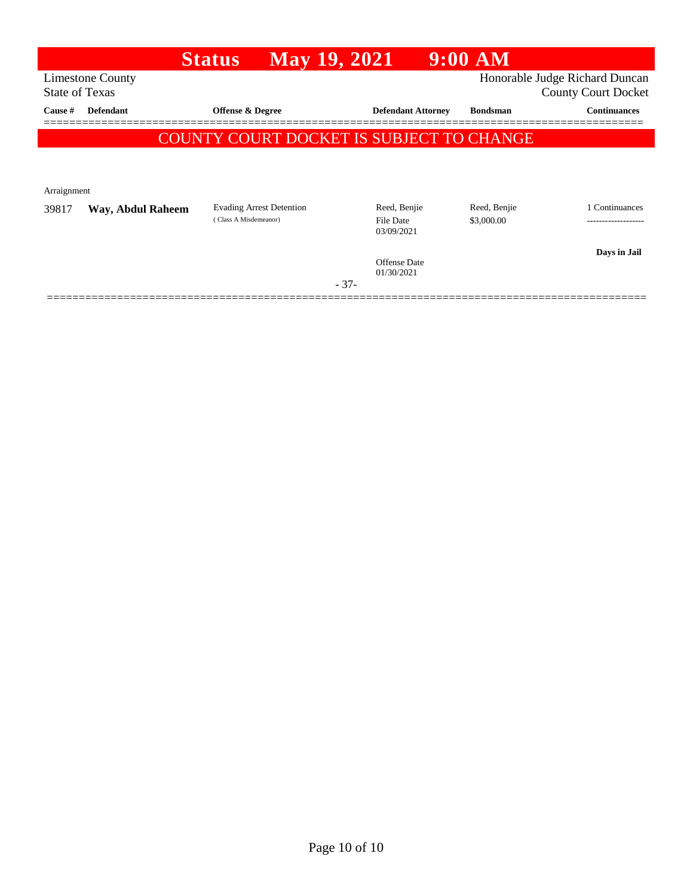# Status May 19, 2021 9:00 AM

Limestone County
State of Texas

Honorable Judge Richard Duncan
County Court Docket

| Cause # | Defendant | Offense & Degree | Defendant Attorney | Bondsman | Continuances |
|---|---|---|---|---|---|

## COUNTY COURT DOCKET IS SUBJECT TO CHANGE

Arraignment

| Cause # | Defendant | Offense & Degree | Defendant Attorney | Bondsman | Continuances |
|---|---|---|---|---|---|
| 39817 | **Way, Abdul Raheem** | Evading Arrest Detention (Class A Misdemeanor) | Reed, Benjie<br>File Date 03/09/2021<br>Offense Date 01/30/2021 | Reed, Benjie<br>$3,000.00 | 1 Continuances<br>-------------------<br>**Days in Jail** |

- 37-